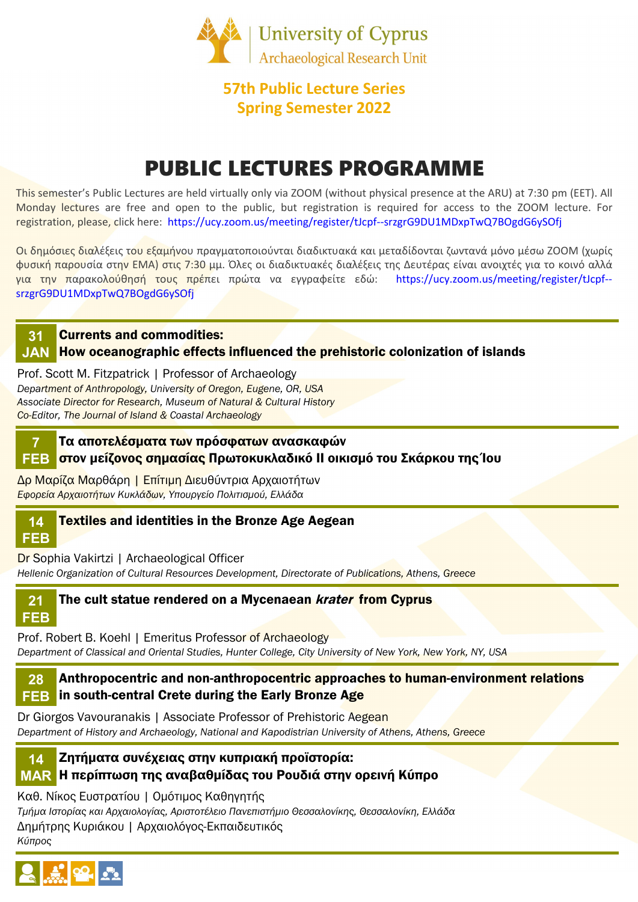University of Cyprus
Archaeological Research Unit

**57th Public Lecture Series**
**Spring Semester 2022**

# PUBLIC LECTURES PROGRAMME

This semester's Public Lectures are held virtually only via ZOOM (without physical presence at the ARU) at 7:30 pm (EET). All Monday lectures are free and open to the public, but registration is required for access to the ZOOM lecture. For registration, please, click here: https://ucy.zoom.us/meeting/register/tJcpf--srzgrG9DU1MDxpTwQ7BOgdG6ySOfj

Οι δημόσιες διαλέξεις του εξαμήνου πραγματοποιούνται διαδικτυακά και μεταδίδονται ζωντανά μόνο μέσω ZOOM (χωρίς φυσική παρουσία στην ΕΜΑ) στις 7:30 μμ. Όλες οι διαδικτυακές διαλέξεις της Δευτέρας είναι ανοιχτές για το κοινό αλλά για την παρακολούθησή τους πρέπει πρώτα να εγγραφείτε εδώ: https://ucy.zoom.us/meeting/register/tJcpf--srzgrG9DU1MDxpTwQ7BOgdG6ySOfj

---

**31 JAN** **Currents and commodities: How oceanographic effects influenced the prehistoric colonization of islands**

Prof. Scott M. Fitzpatrick | Professor of Archaeology
*Department of Anthropology, University of Oregon, Eugene, OR, USA*
*Associate Director for Research, Museum of Natural & Cultural History*
*Co-Editor, The Journal of Island & Coastal Archaeology*

---

**7 FEB** **Τα αποτελέσματα των πρόσφατων ανασκαφών στον μείζονος σημασίας Πρωτοκυκλαδικό ΙΙ οικισμό του Σκάρκου της Ίου**

Δρ Μαρίζα Μαρθάρη | Επίτιμη Διευθύντρια Αρχαιοτήτων
*Εφορεία Αρχαιοτήτων Κυκλάδων, Υπουργείο Πολιτισμού, Ελλάδα*

---

**14 FEB** **Textiles and identities in the Bronze Age Aegean**

Dr Sophia Vakirtzi | Archaeological Officer
*Hellenic Organization of Cultural Resources Development, Directorate of Publications, Athens, Greece*

---

**21 FEB** **The cult statue rendered on a Mycenaean *krater* from Cyprus**

Prof. Robert B. Koehl | Emeritus Professor of Archaeology
*Department of Classical and Oriental Studies, Hunter College, City University of New York, New York, NY, USA*

---

**28 FEB** **Anthropocentric and non-anthropocentric approaches to human-environment relations in south-central Crete during the Early Bronze Age**

Dr Giorgos Vavouranakis | Associate Professor of Prehistoric Aegean
*Department of History and Archaeology, National and Kapodistrian University of Athens, Athens, Greece*

---

**14 MAR** **Ζητήματα συνέχειας στην κυπριακή προϊστορία: Η περίπτωση της αναβαθμίδας του Ρουδιά στην ορεινή Κύπρο**

Καθ. Νίκος Ευστρατίου | Ομότιμος Καθηγητής
*Τμήμα Ιστορίας και Αρχαιολογίας, Αριστοτέλειο Πανεπιστήμιο Θεσσαλονίκης, Θεσσαλονίκη, Ελλάδα*
Δημήτρης Κυριάκου | Αρχαιολόγος-Εκπαιδευτικός
*Κύπρος*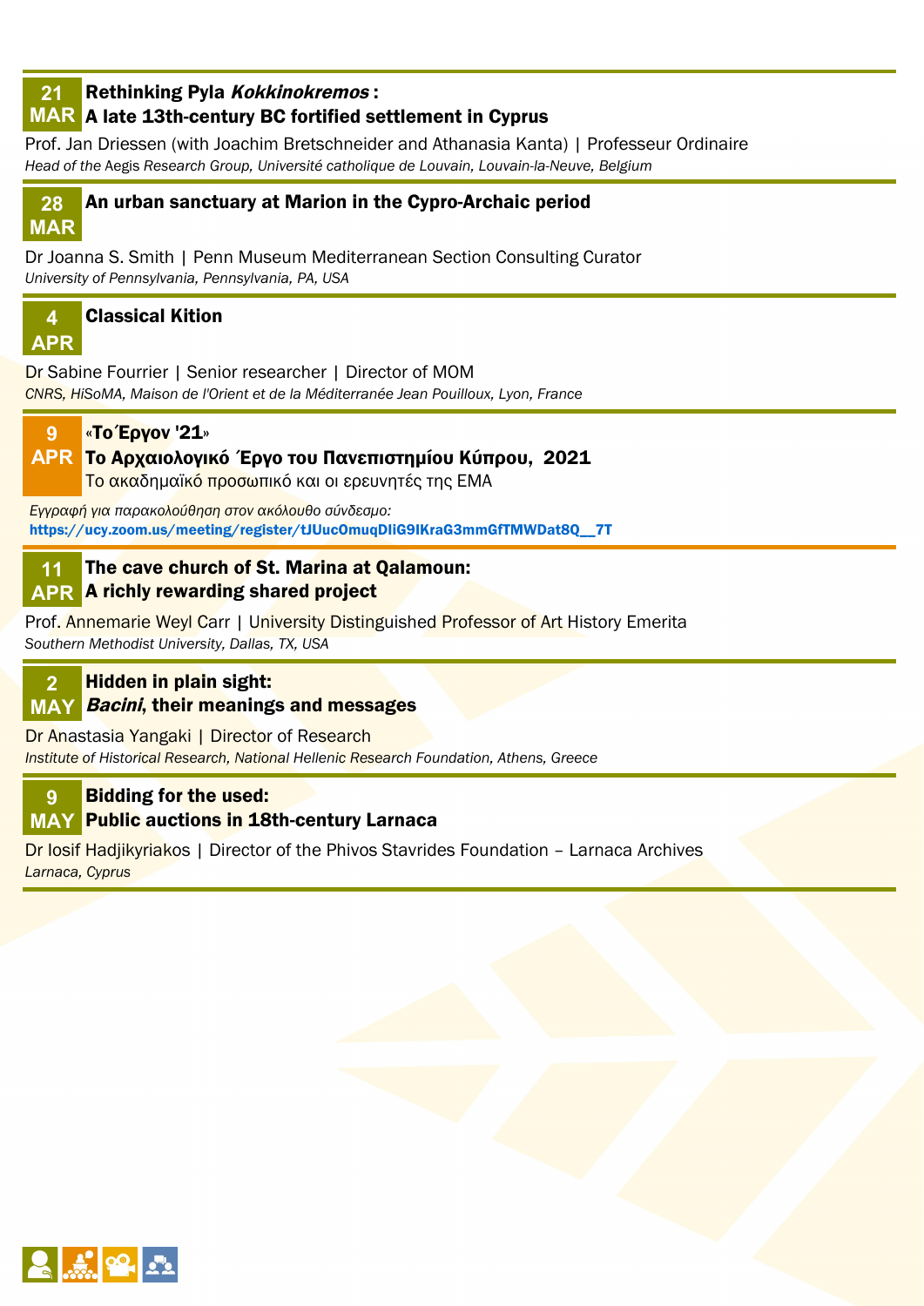**21 MAR**

### Rethinking Pyla *Kokkinokremos* : A late 13th-century BC fortified settlement in Cyprus

Prof. Jan Driessen (with Joachim Bretschneider and Athanasia Kanta) | Professeur Ordinaire
*Head of the Aegis Research Group, Université catholique de Louvain, Louvain-la-Neuve, Belgium*

**28 MAR**

### An urban sanctuary at Marion in the Cypro-Archaic period

Dr Joanna S. Smith | Penn Museum Mediterranean Section Consulting Curator
*University of Pennsylvania, Pennsylvania, PA, USA*

**4 APR**

### Classical Kition

Dr Sabine Fourrier | Senior researcher | Director of MOM
*CNRS, HiSoMA, Maison de l'Orient et de la Méditerranée Jean Pouilloux, Lyon, France*

**9 APR**

### «Το΄Εργον '21» Το Αρχαιολογικό ΄Εργο του Πανεπιστημίου Κύπρου, 2021

Το ακαδημαϊκό προσωπικό και οι ερευνητές της ΕΜΑ

*Εγγραφή για παρακολούθηση στον ακόλουθο σύνδεσμο:*
**https://ucy.zoom.us/meeting/register/tJUucOmuqDIiG9IKraG3mmGfTMWDat8Q__7T**

**11 APR**

### The cave church of St. Marina at Qalamoun: A richly rewarding shared project

Prof. Annemarie Weyl Carr | University Distinguished Professor of Art History Emerita
*Southern Methodist University, Dallas, TX, USA*

**2 MAY**

### Hidden in plain sight: *Bacini*, their meanings and messages

Dr Anastasia Yangaki | Director of Research
*Institute of Historical Research, National Hellenic Research Foundation, Athens, Greece*

**9 MAY**

### Bidding for the used: Public auctions in 18th-century Larnaca

Dr Iosif Hadjikyriakos | Director of the Phivos Stavrides Foundation – Larnaca Archives
*Larnaca, Cyprus*